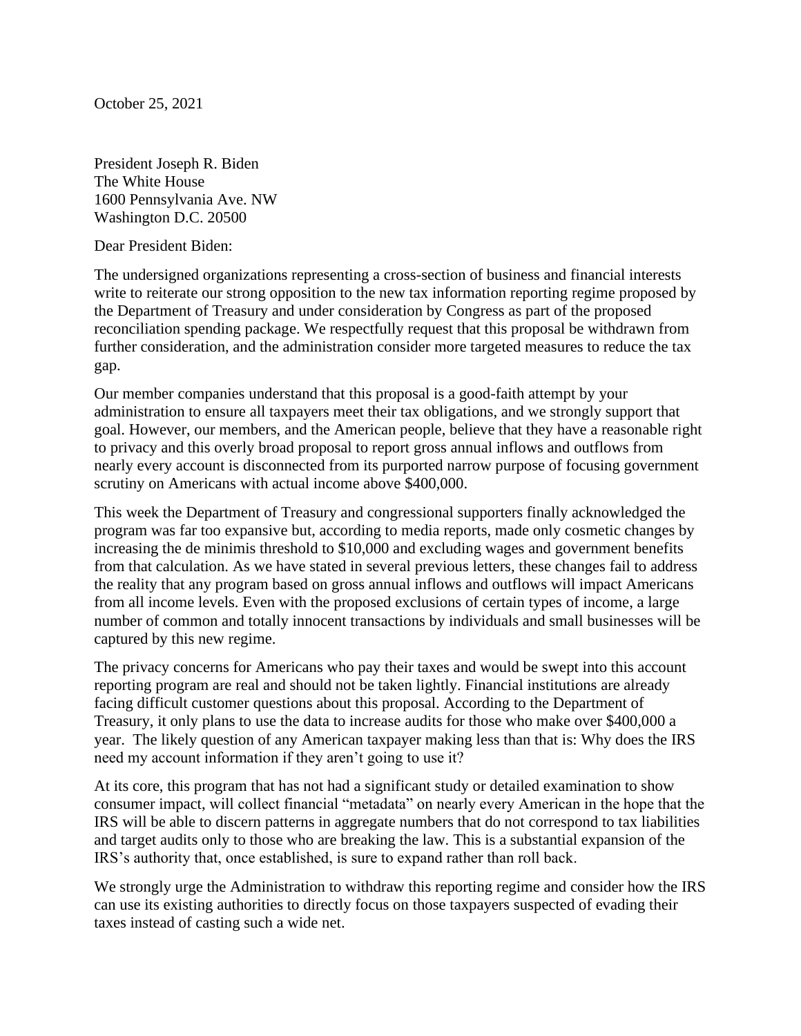October 25, 2021

President Joseph R. Biden
The White House
1600 Pennsylvania Ave. NW
Washington D.C. 20500

Dear President Biden:

The undersigned organizations representing a cross-section of business and financial interests write to reiterate our strong opposition to the new tax information reporting regime proposed by the Department of Treasury and under consideration by Congress as part of the proposed reconciliation spending package. We respectfully request that this proposal be withdrawn from further consideration, and the administration consider more targeted measures to reduce the tax gap.

Our member companies understand that this proposal is a good-faith attempt by your administration to ensure all taxpayers meet their tax obligations, and we strongly support that goal. However, our members, and the American people, believe that they have a reasonable right to privacy and this overly broad proposal to report gross annual inflows and outflows from nearly every account is disconnected from its purported narrow purpose of focusing government scrutiny on Americans with actual income above $400,000.

This week the Department of Treasury and congressional supporters finally acknowledged the program was far too expansive but, according to media reports, made only cosmetic changes by increasing the de minimis threshold to $10,000 and excluding wages and government benefits from that calculation. As we have stated in several previous letters, these changes fail to address the reality that any program based on gross annual inflows and outflows will impact Americans from all income levels. Even with the proposed exclusions of certain types of income, a large number of common and totally innocent transactions by individuals and small businesses will be captured by this new regime.

The privacy concerns for Americans who pay their taxes and would be swept into this account reporting program are real and should not be taken lightly. Financial institutions are already facing difficult customer questions about this proposal. According to the Department of Treasury, it only plans to use the data to increase audits for those who make over $400,000 a year. The likely question of any American taxpayer making less than that is: Why does the IRS need my account information if they aren't going to use it?

At its core, this program that has not had a significant study or detailed examination to show consumer impact, will collect financial "metadata" on nearly every American in the hope that the IRS will be able to discern patterns in aggregate numbers that do not correspond to tax liabilities and target audits only to those who are breaking the law. This is a substantial expansion of the IRS's authority that, once established, is sure to expand rather than roll back.

We strongly urge the Administration to withdraw this reporting regime and consider how the IRS can use its existing authorities to directly focus on those taxpayers suspected of evading their taxes instead of casting such a wide net.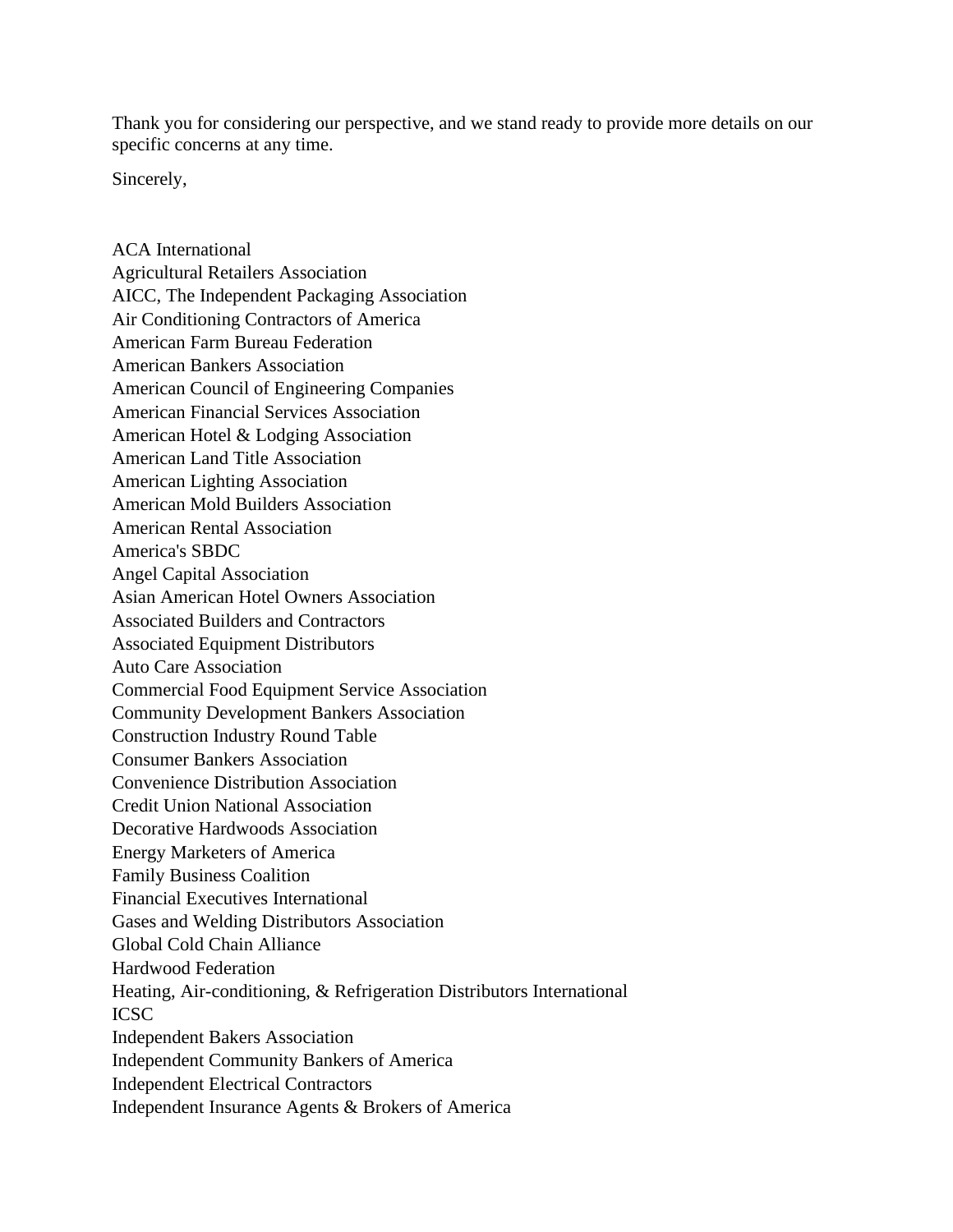Thank you for considering our perspective, and we stand ready to provide more details on our specific concerns at any time.

Sincerely,

ACA International  
Agricultural Retailers Association  
AICC, The Independent Packaging Association  
Air Conditioning Contractors of America  
American Farm Bureau Federation  
American Bankers Association  
American Council of Engineering Companies  
American Financial Services Association  
American Hotel & Lodging Association  
American Land Title Association  
American Lighting Association  
American Mold Builders Association  
American Rental Association  
America's SBDC  
Angel Capital Association  
Asian American Hotel Owners Association  
Associated Builders and Contractors  
Associated Equipment Distributors  
Auto Care Association  
Commercial Food Equipment Service Association  
Community Development Bankers Association  
Construction Industry Round Table  
Consumer Bankers Association  
Convenience Distribution Association  
Credit Union National Association  
Decorative Hardwoods Association  
Energy Marketers of America  
Family Business Coalition  
Financial Executives International  
Gases and Welding Distributors Association  
Global Cold Chain Alliance  
Hardwood Federation  
Heating, Air-conditioning, & Refrigeration Distributors International  
ICSC  
Independent Bakers Association  
Independent Community Bankers of America  
Independent Electrical Contractors  
Independent Insurance Agents & Brokers of America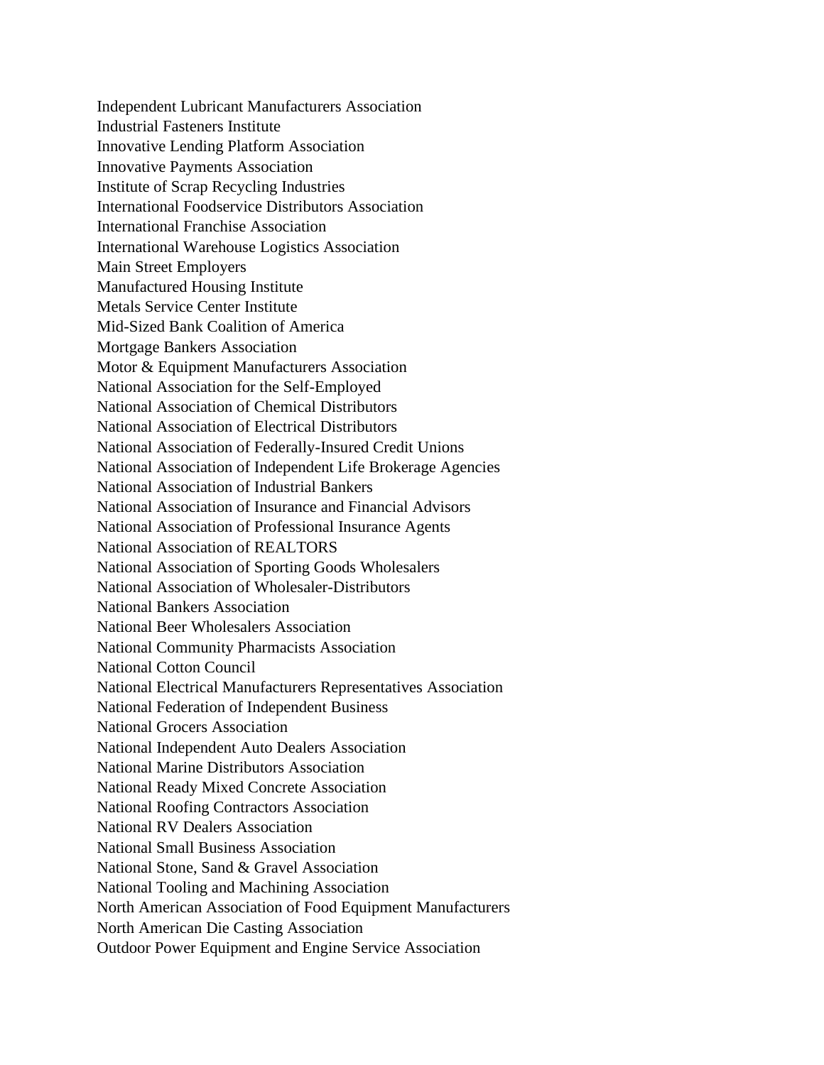Independent Lubricant Manufacturers Association
Industrial Fasteners Institute
Innovative Lending Platform Association
Innovative Payments Association
Institute of Scrap Recycling Industries
International Foodservice Distributors Association
International Franchise Association
International Warehouse Logistics Association
Main Street Employers
Manufactured Housing Institute
Metals Service Center Institute
Mid-Sized Bank Coalition of America
Mortgage Bankers Association
Motor & Equipment Manufacturers Association
National Association for the Self-Employed
National Association of Chemical Distributors
National Association of Electrical Distributors
National Association of Federally-Insured Credit Unions
National Association of Independent Life Brokerage Agencies
National Association of Industrial Bankers
National Association of Insurance and Financial Advisors
National Association of Professional Insurance Agents
National Association of REALTORS
National Association of Sporting Goods Wholesalers
National Association of Wholesaler-Distributors
National Bankers Association
National Beer Wholesalers Association
National Community Pharmacists Association
National Cotton Council
National Electrical Manufacturers Representatives Association
National Federation of Independent Business
National Grocers Association
National Independent Auto Dealers Association
National Marine Distributors Association
National Ready Mixed Concrete Association
National Roofing Contractors Association
National RV Dealers Association
National Small Business Association
National Stone, Sand & Gravel Association
National Tooling and Machining Association
North American Association of Food Equipment Manufacturers
North American Die Casting Association
Outdoor Power Equipment and Engine Service Association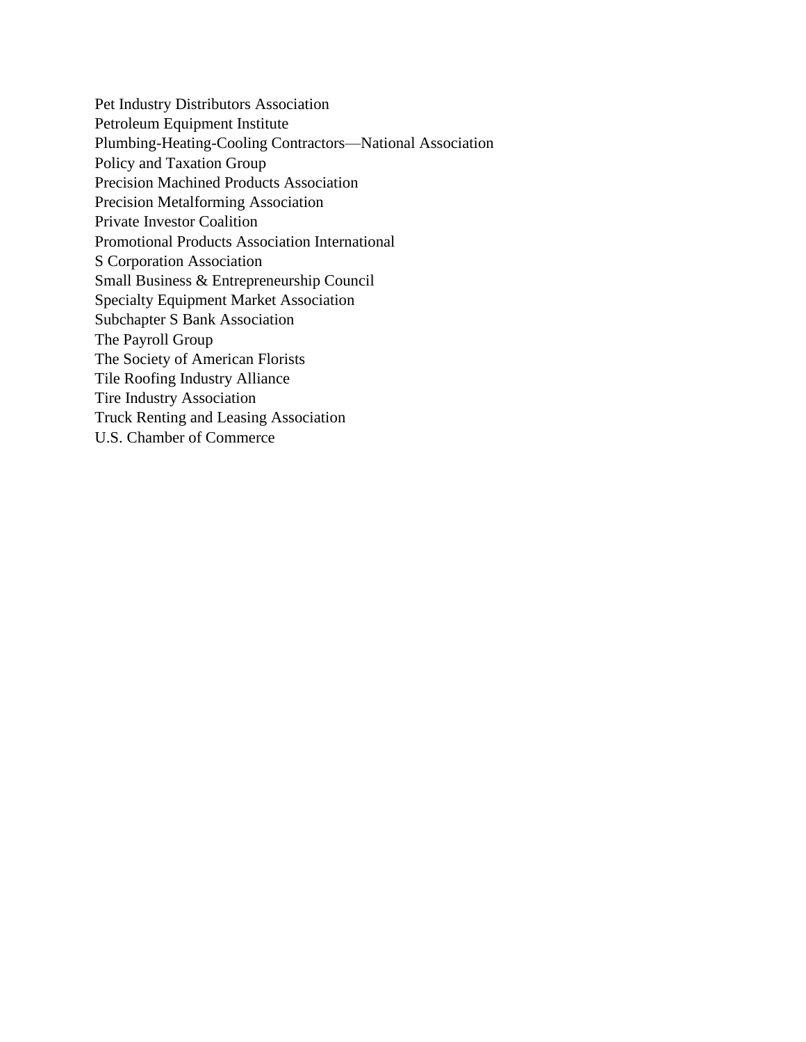Pet Industry Distributors Association
Petroleum Equipment Institute
Plumbing-Heating-Cooling Contractors—National Association
Policy and Taxation Group
Precision Machined Products Association
Precision Metalforming Association
Private Investor Coalition
Promotional Products Association International
S Corporation Association
Small Business & Entrepreneurship Council
Specialty Equipment Market Association
Subchapter S Bank Association
The Payroll Group
The Society of American Florists
Tile Roofing Industry Alliance
Tire Industry Association
Truck Renting and Leasing Association
U.S. Chamber of Commerce